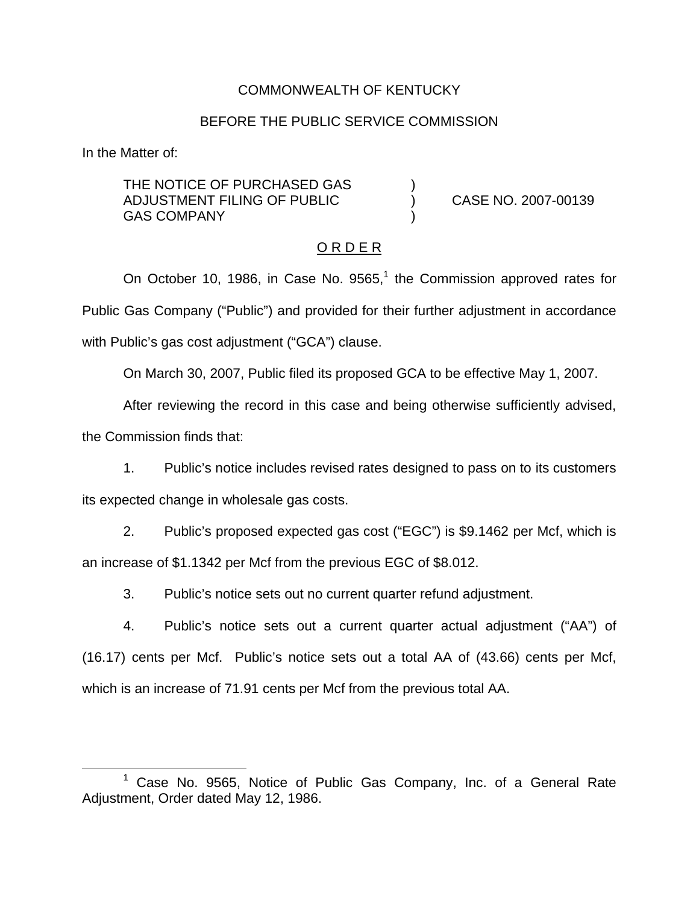COMMONWEALTH OF KENTUCKY

BEFORE THE PUBLIC SERVICE COMMISSION

In the Matter of:

THE NOTICE OF PURCHASED GAS ADJUSTMENT FILING OF PUBLIC GAS COMPANY ) CASE NO. 2007-00139

O R D E R

On October 10, 1986, in Case No. 9565,[1] the Commission approved rates for Public Gas Company ("Public") and provided for their further adjustment in accordance with Public's gas cost adjustment ("GCA") clause.

On March 30, 2007, Public filed its proposed GCA to be effective May 1, 2007.

After reviewing the record in this case and being otherwise sufficiently advised, the Commission finds that:

1. Public's notice includes revised rates designed to pass on to its customers its expected change in wholesale gas costs.

2. Public's proposed expected gas cost ("EGC") is $9.1462 per Mcf, which is an increase of $1.1342 per Mcf from the previous EGC of $8.012.

3. Public's notice sets out no current quarter refund adjustment.

4. Public's notice sets out a current quarter actual adjustment ("AA") of (16.17) cents per Mcf. Public's notice sets out a total AA of (43.66) cents per Mcf, which is an increase of 71.91 cents per Mcf from the previous total AA.

[1] Case No. 9565, Notice of Public Gas Company, Inc. of a General Rate Adjustment, Order dated May 12, 1986.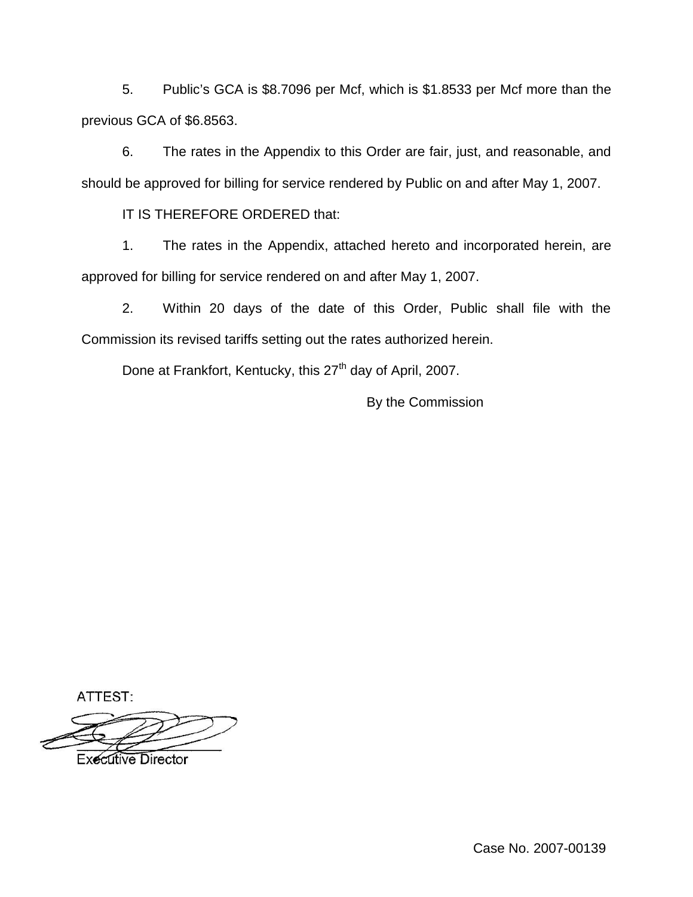5. Public's GCA is $8.7096 per Mcf, which is $1.8533 per Mcf more than the previous GCA of $6.8563.

6. The rates in the Appendix to this Order are fair, just, and reasonable, and should be approved for billing for service rendered by Public on and after May 1, 2007.

IT IS THEREFORE ORDERED that:

1. The rates in the Appendix, attached hereto and incorporated herein, are approved for billing for service rendered on and after May 1, 2007.

2. Within 20 days of the date of this Order, Public shall file with the Commission its revised tariffs setting out the rates authorized herein.

Done at Frankfort, Kentucky, this 27th day of April, 2007.

By the Commission

ATTEST:

Executive Director

Case No. 2007-00139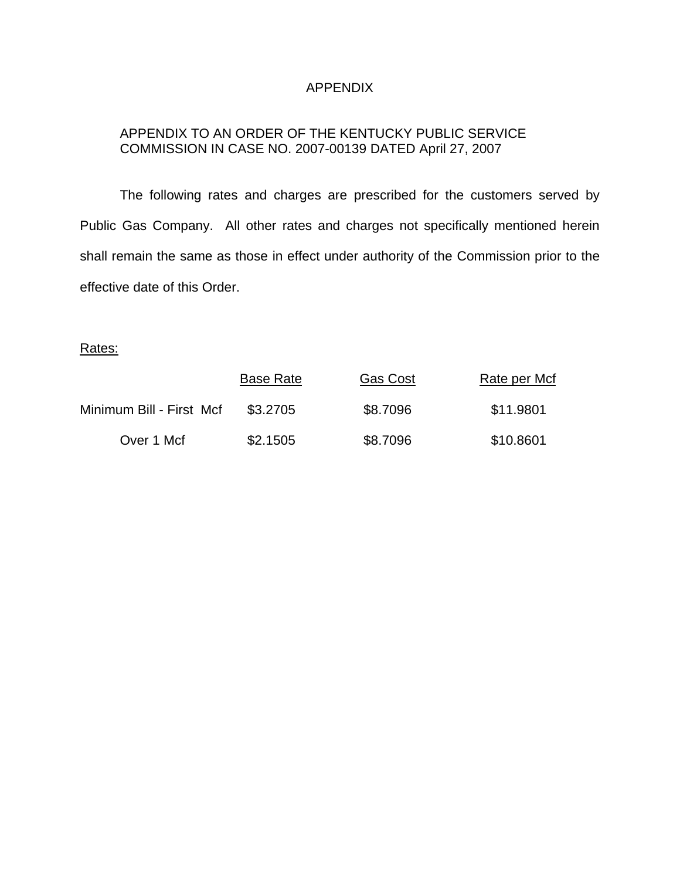# APPENDIX

APPENDIX TO AN ORDER OF THE KENTUCKY PUBLIC SERVICE COMMISSION IN CASE NO. 2007-00139 DATED April 27, 2007

The following rates and charges are prescribed for the customers served by Public Gas Company. All other rates and charges not specifically mentioned herein shall remain the same as those in effect under authority of the Commission prior to the effective date of this Order.

Rates:

| | Base Rate | Gas Cost | Rate per Mcf |
|---|---|---|---|
| Minimum Bill - First Mcf | $3.2705 | $8.7096 | $11.9801 |
| Over 1 Mcf | $2.1505 | $8.7096 | $10.8601 |